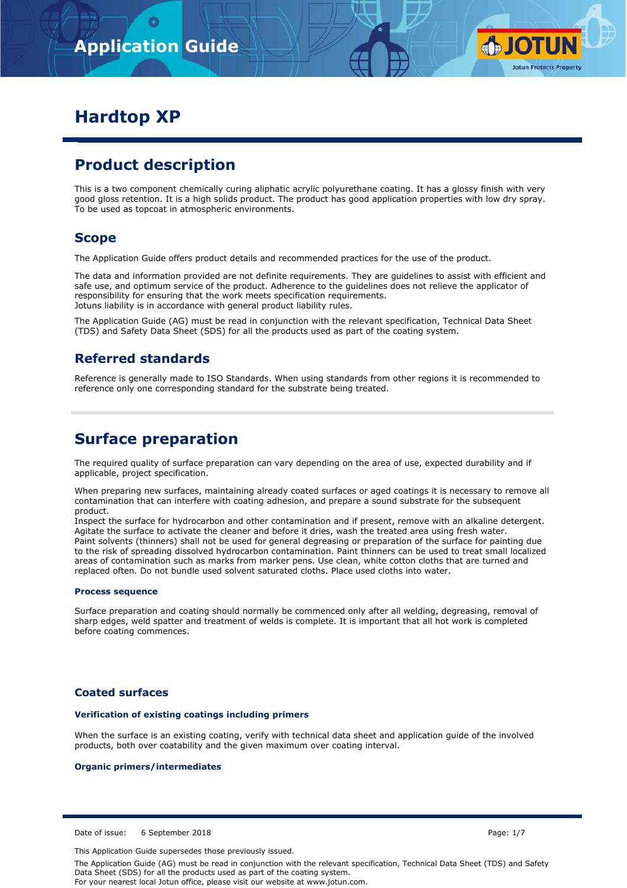# Hardtop XP

## Product description

This is a two component chemically curing aliphatic acrylic polyurethane coating. It has a glossy finish with very good gloss retention. It is a high solids product. The product has good application properties with low dry spray. To be used as topcoat in atmospheric environments.

## Scope

The Application Guide offers product details and recommended practices for the use of the product.

The data and information provided are not definite requirements. They are guidelines to assist with efficient and safe use, and optimum service of the product. Adherence to the guidelines does not relieve the applicator of responsibility for ensuring that the work meets specification requirements.
Jotuns liability is in accordance with general product liability rules.

The Application Guide (AG) must be read in conjunction with the relevant specification, Technical Data Sheet (TDS) and Safety Data Sheet (SDS) for all the products used as part of the coating system.

## Referred standards

Reference is generally made to ISO Standards. When using standards from other regions it is recommended to reference only one corresponding standard for the substrate being treated.

# Surface preparation

The required quality of surface preparation can vary depending on the area of use, expected durability and if applicable, project specification.

When preparing new surfaces, maintaining already coated surfaces or aged coatings it is necessary to remove all contamination that can interfere with coating adhesion, and prepare a sound substrate for the subsequent product.
Inspect the surface for hydrocarbon and other contamination and if present, remove with an alkaline detergent. Agitate the surface to activate the cleaner and before it dries, wash the treated area using fresh water.
Paint solvents (thinners) shall not be used for general degreasing or preparation of the surface for painting due to the risk of spreading dissolved hydrocarbon contamination. Paint thinners can be used to treat small localized areas of contamination such as marks from marker pens. Use clean, white cotton cloths that are turned and replaced often. Do not bundle used solvent saturated cloths. Place used cloths into water.

#### Process sequence

Surface preparation and coating should normally be commenced only after all welding, degreasing, removal of sharp edges, weld spatter and treatment of welds is complete. It is important that all hot work is completed before coating commences.

### Coated surfaces

#### Verification of existing coatings including primers

When the surface is an existing coating, verify with technical data sheet and application guide of the involved products, both over coatability and the given maximum over coating interval.

#### Organic primers/intermediates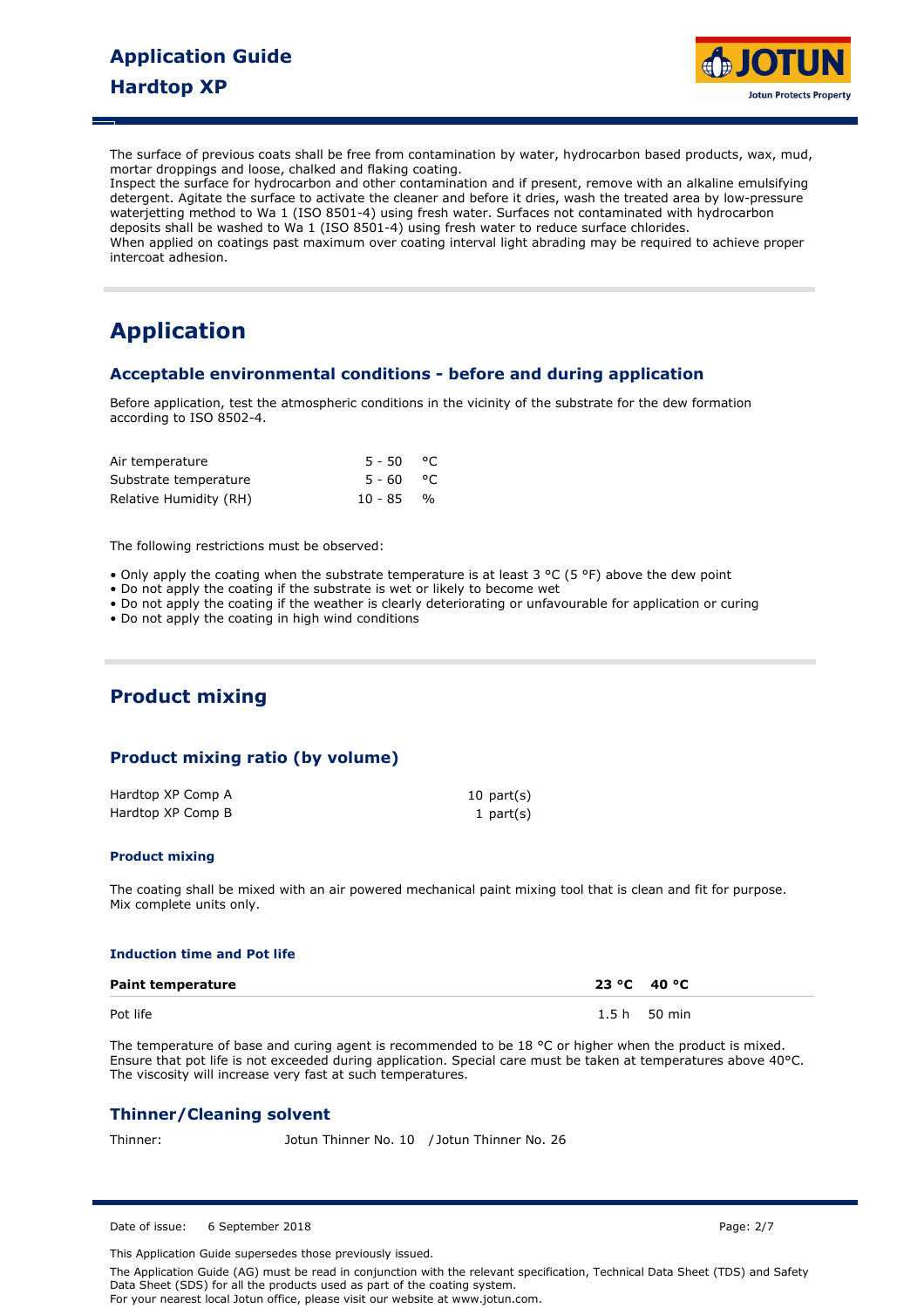The surface of previous coats shall be free from contamination by water, hydrocarbon based products, wax, mud, mortar droppings and loose, chalked and flaking coating.
Inspect the surface for hydrocarbon and other contamination and if present, remove with an alkaline emulsifying detergent. Agitate the surface to activate the cleaner and before it dries, wash the treated area by low-pressure waterjetting method to Wa 1 (ISO 8501-4) using fresh water. Surfaces not contaminated with hydrocarbon deposits shall be washed to Wa 1 (ISO 8501-4) using fresh water to reduce surface chlorides.
When applied on coatings past maximum over coating interval light abrading may be required to achieve proper intercoat adhesion.

# Application

## Acceptable environmental conditions - before and during application

Before application, test the atmospheric conditions in the vicinity of the substrate for the dew formation according to ISO 8502-4.

| | | |
|---|---|---|
| Air temperature | 5 - 50 | °C |
| Substrate temperature | 5 - 60 | °C |
| Relative Humidity (RH) | 10 - 85 | % |

The following restrictions must be observed:

- Only apply the coating when the substrate temperature is at least 3 °C (5 °F) above the dew point
- Do not apply the coating if the substrate is wet or likely to become wet
- Do not apply the coating if the weather is clearly deteriorating or unfavourable for application or curing
- Do not apply the coating in high wind conditions

# Product mixing

## Product mixing ratio (by volume)

| | |
|---|---|
| Hardtop XP Comp A | 10 part(s) |
| Hardtop XP Comp B | 1 part(s) |

### Product mixing

The coating shall be mixed with an air powered mechanical paint mixing tool that is clean and fit for purpose. Mix complete units only.

### Induction time and Pot life

| **Paint temperature** | **23 °C** | **40 °C** |
|---|---|---|
| Pot life | 1.5 h | 50 min |

The temperature of base and curing agent is recommended to be 18 °C or higher when the product is mixed. Ensure that pot life is not exceeded during application. Special care must be taken at temperatures above 40°C. The viscosity will increase very fast at such temperatures.

## Thinner/Cleaning solvent

Thinner: Jotun Thinner No. 10 / Jotun Thinner No. 26

Date of issue: 6 September 2018

This Application Guide supersedes those previously issued.

The Application Guide (AG) must be read in conjunction with the relevant specification, Technical Data Sheet (TDS) and Safety Data Sheet (SDS) for all the products used as part of the coating system.
For your nearest local Jotun office, please visit our website at www.jotun.com.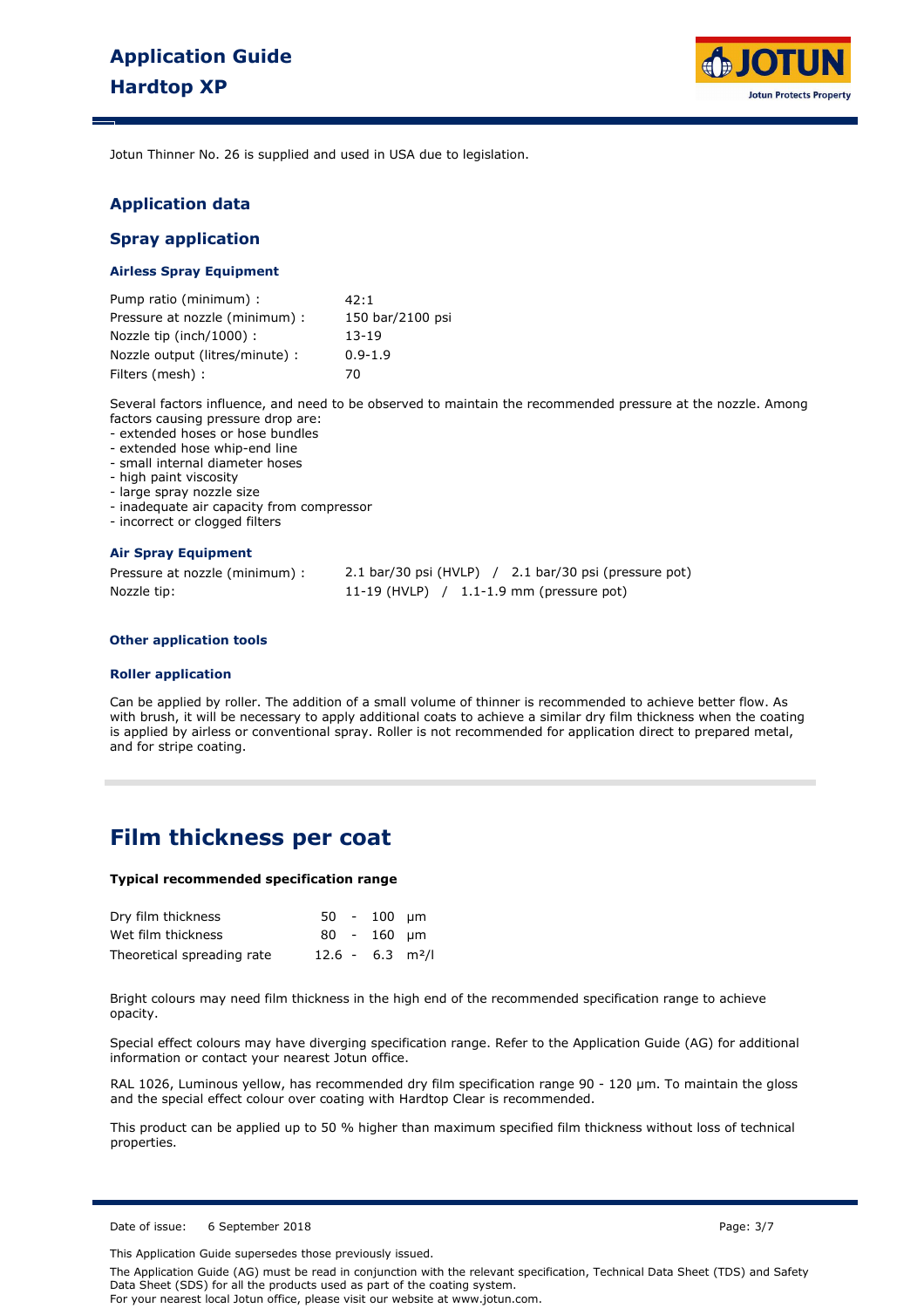Jotun Thinner No. 26 is supplied and used in USA due to legislation.

## Application data

### Spray application

#### Airless Spray Equipment

| | |
|---|---|
| Pump ratio (minimum) : | 42:1 |
| Pressure at nozzle (minimum) : | 150 bar/2100 psi |
| Nozzle tip (inch/1000) : | 13-19 |
| Nozzle output (litres/minute) : | 0.9-1.9 |
| Filters (mesh) : | 70 |

Several factors influence, and need to be observed to maintain the recommended pressure at the nozzle. Among factors causing pressure drop are:
- extended hoses or hose bundles
- extended hose whip-end line
- small internal diameter hoses
- high paint viscosity
- large spray nozzle size
- inadequate air capacity from compressor
- incorrect or clogged filters

#### Air Spray Equipment

| | |
|---|---|
| Pressure at nozzle (minimum) : | 2.1 bar/30 psi (HVLP) / 2.1 bar/30 psi (pressure pot) |
| Nozzle tip: | 11-19 (HVLP) / 1.1-1.9 mm (pressure pot) |

#### Other application tools

#### Roller application

Can be applied by roller. The addition of a small volume of thinner is recommended to achieve better flow. As with brush, it will be necessary to apply additional coats to achieve a similar dry film thickness when the coating is applied by airless or conventional spray. Roller is not recommended for application direct to prepared metal, and for stripe coating.

# Film thickness per coat

**Typical recommended specification range**

| | | |
|---|---|---|
| Dry film thickness | 50 - 100 | µm |
| Wet film thickness | 80 - 160 | µm |
| Theoretical spreading rate | 12.6 - 6.3 | m²/l |

Bright colours may need film thickness in the high end of the recommended specification range to achieve opacity.

Special effect colours may have diverging specification range. Refer to the Application Guide (AG) for additional information or contact your nearest Jotun office.

RAL 1026, Luminous yellow, has recommended dry film specification range 90 - 120 µm. To maintain the gloss and the special effect colour over coating with Hardtop Clear is recommended.

This product can be applied up to 50 % higher than maximum specified film thickness without loss of technical properties.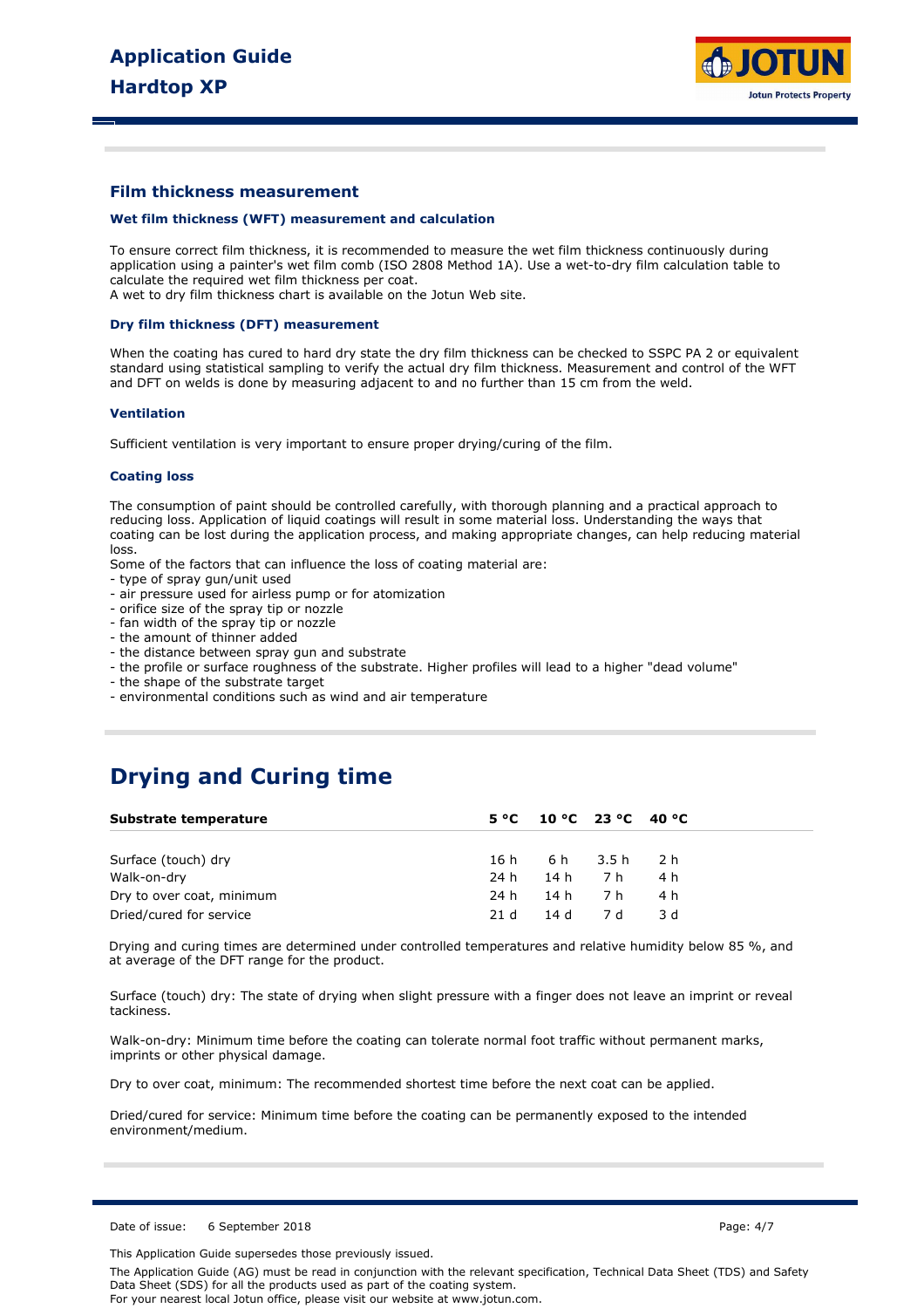## Film thickness measurement

### Wet film thickness (WFT) measurement and calculation

To ensure correct film thickness, it is recommended to measure the wet film thickness continuously during application using a painter's wet film comb (ISO 2808 Method 1A). Use a wet-to-dry film calculation table to calculate the required wet film thickness per coat.
A wet to dry film thickness chart is available on the Jotun Web site.

### Dry film thickness (DFT) measurement

When the coating has cured to hard dry state the dry film thickness can be checked to SSPC PA 2 or equivalent standard using statistical sampling to verify the actual dry film thickness. Measurement and control of the WFT and DFT on welds is done by measuring adjacent to and no further than 15 cm from the weld.

### Ventilation

Sufficient ventilation is very important to ensure proper drying/curing of the film.

### Coating loss

The consumption of paint should be controlled carefully, with thorough planning and a practical approach to reducing loss. Application of liquid coatings will result in some material loss. Understanding the ways that coating can be lost during the application process, and making appropriate changes, can help reducing material loss.
Some of the factors that can influence the loss of coating material are:
- type of spray gun/unit used
- air pressure used for airless pump or for atomization
- orifice size of the spray tip or nozzle
- fan width of the spray tip or nozzle
- the amount of thinner added
- the distance between spray gun and substrate
- the profile or surface roughness of the substrate. Higher profiles will lead to a higher "dead volume"
- the shape of the substrate target
- environmental conditions such as wind and air temperature

# Drying and Curing time

| Substrate temperature | 5 °C | 10 °C | 23 °C | 40 °C |
|---|---|---|---|---|
| Surface (touch) dry | 16 h | 6 h | 3.5 h | 2 h |
| Walk-on-dry | 24 h | 14 h | 7 h | 4 h |
| Dry to over coat, minimum | 24 h | 14 h | 7 h | 4 h |
| Dried/cured for service | 21 d | 14 d | 7 d | 3 d |

Drying and curing times are determined under controlled temperatures and relative humidity below 85 %, and at average of the DFT range for the product.

Surface (touch) dry: The state of drying when slight pressure with a finger does not leave an imprint or reveal tackiness.

Walk-on-dry: Minimum time before the coating can tolerate normal foot traffic without permanent marks, imprints or other physical damage.

Dry to over coat, minimum: The recommended shortest time before the next coat can be applied.

Dried/cured for service: Minimum time before the coating can be permanently exposed to the intended environment/medium.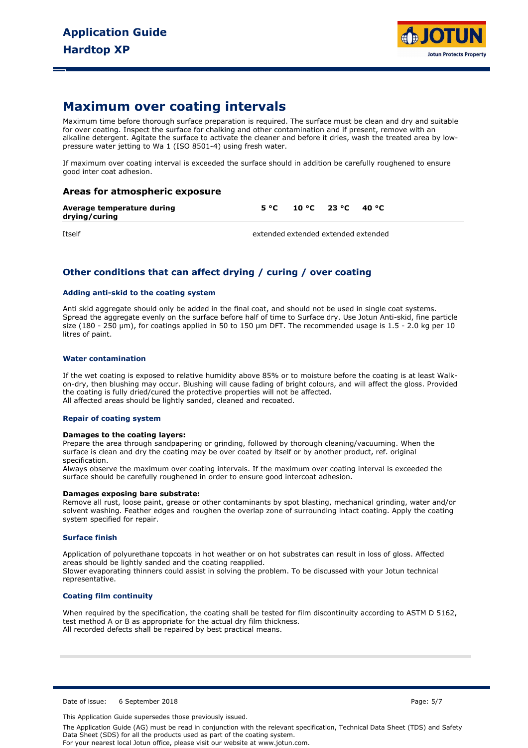## Maximum over coating intervals

Maximum time before thorough surface preparation is required. The surface must be clean and dry and suitable for over coating. Inspect the surface for chalking and other contamination and if present, remove with an alkaline detergent. Agitate the surface to activate the cleaner and before it dries, wash the treated area by low-pressure water jetting to Wa 1 (ISO 8501-4) using fresh water.

If maximum over coating interval is exceeded the surface should in addition be carefully roughened to ensure good inter coat adhesion.

### Areas for atmospheric exposure

| Average temperature during drying/curing | 5 °C | 10 °C | 23 °C | 40 °C |
|---|---|---|---|---|
| Itself | extended | extended | extended | extended |

## Other conditions that can affect drying / curing / over coating

#### Adding anti-skid to the coating system

Anti skid aggregate should only be added in the final coat, and should not be used in single coat systems. Spread the aggregate evenly on the surface before half of time to Surface dry. Use Jotun Anti-skid, fine particle size (180 - 250 µm), for coatings applied in 50 to 150 µm DFT. The recommended usage is 1.5 - 2.0 kg per 10 litres of paint.

#### Water contamination

If the wet coating is exposed to relative humidity above 85% or to moisture before the coating is at least Walk-on-dry, then blushing may occur. Blushing will cause fading of bright colours, and will affect the gloss. Provided the coating is fully dried/cured the protective properties will not be affected.
All affected areas should be lightly sanded, cleaned and recoated.

#### Repair of coating system

**Damages to the coating layers:**
Prepare the area through sandpapering or grinding, followed by thorough cleaning/vacuuming. When the surface is clean and dry the coating may be over coated by itself or by another product, ref. original specification.
Always observe the maximum over coating intervals. If the maximum over coating interval is exceeded the surface should be carefully roughened in order to ensure good intercoat adhesion.

**Damages exposing bare substrate:**
Remove all rust, loose paint, grease or other contaminants by spot blasting, mechanical grinding, water and/or solvent washing. Feather edges and roughen the overlap zone of surrounding intact coating. Apply the coating system specified for repair.

#### Surface finish

Application of polyurethane topcoats in hot weather or on hot substrates can result in loss of gloss. Affected areas should be lightly sanded and the coating reapplied.
Slower evaporating thinners could assist in solving the problem. To be discussed with your Jotun technical representative.

#### Coating film continuity

When required by the specification, the coating shall be tested for film discontinuity according to ASTM D 5162, test method A or B as appropriate for the actual dry film thickness.
All recorded defects shall be repaired by best practical means.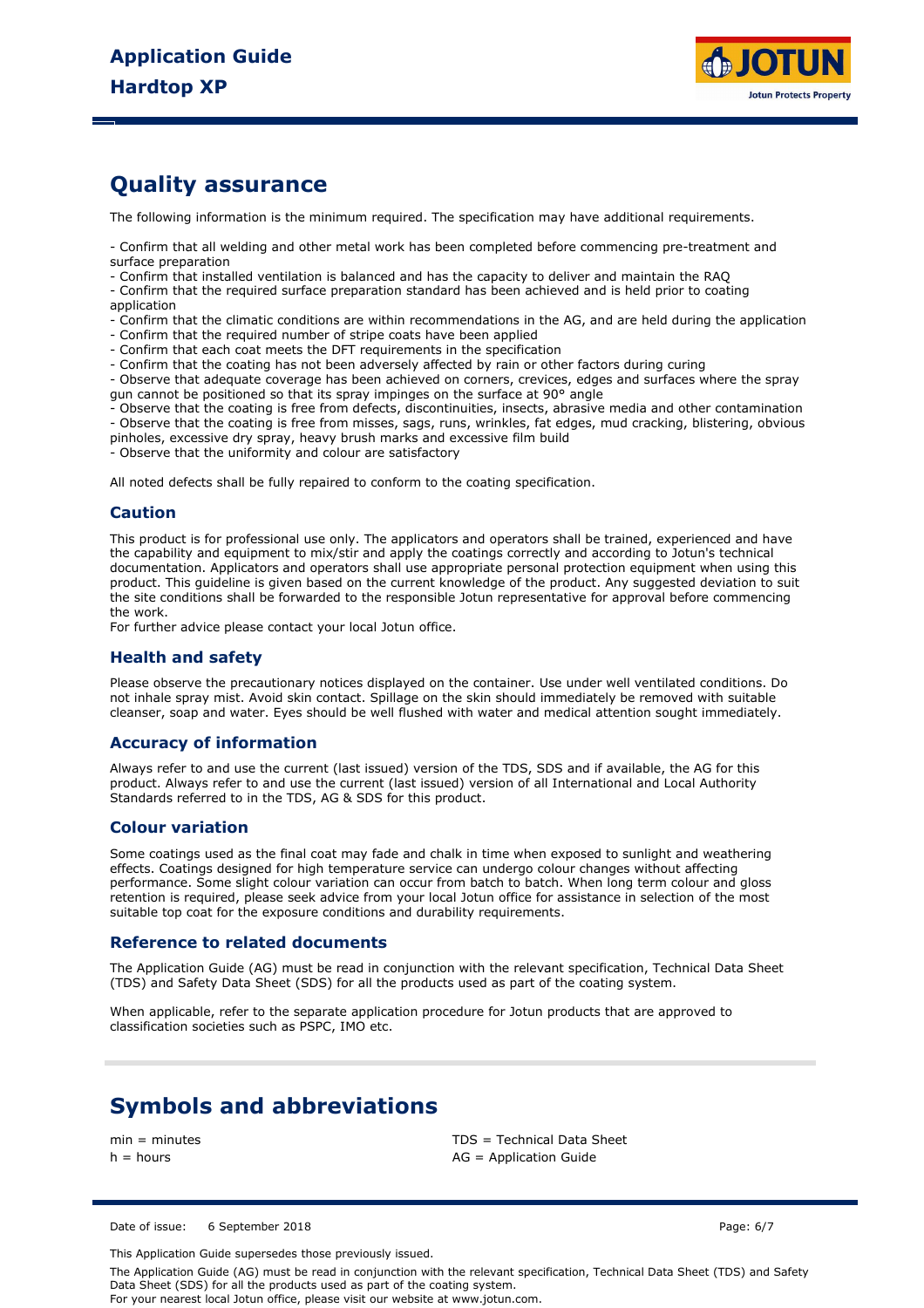## Quality assurance

The following information is the minimum required. The specification may have additional requirements.

- Confirm that all welding and other metal work has been completed before commencing pre-treatment and surface preparation
- Confirm that installed ventilation is balanced and has the capacity to deliver and maintain the RAQ
- Confirm that the required surface preparation standard has been achieved and is held prior to coating application
- Confirm that the climatic conditions are within recommendations in the AG, and are held during the application
- Confirm that the required number of stripe coats have been applied
- Confirm that each coat meets the DFT requirements in the specification
- Confirm that the coating has not been adversely affected by rain or other factors during curing
- Observe that adequate coverage has been achieved on corners, crevices, edges and surfaces where the spray gun cannot be positioned so that its spray impinges on the surface at 90° angle
- Observe that the coating is free from defects, discontinuities, insects, abrasive media and other contamination
- Observe that the coating is free from misses, sags, runs, wrinkles, fat edges, mud cracking, blistering, obvious pinholes, excessive dry spray, heavy brush marks and excessive film build
- Observe that the uniformity and colour are satisfactory

All noted defects shall be fully repaired to conform to the coating specification.

### Caution

This product is for professional use only. The applicators and operators shall be trained, experienced and have the capability and equipment to mix/stir and apply the coatings correctly and according to Jotun's technical documentation. Applicators and operators shall use appropriate personal protection equipment when using this product. This guideline is given based on the current knowledge of the product. Any suggested deviation to suit the site conditions shall be forwarded to the responsible Jotun representative for approval before commencing the work.
For further advice please contact your local Jotun office.

### Health and safety

Please observe the precautionary notices displayed on the container. Use under well ventilated conditions. Do not inhale spray mist. Avoid skin contact. Spillage on the skin should immediately be removed with suitable cleanser, soap and water. Eyes should be well flushed with water and medical attention sought immediately.

### Accuracy of information

Always refer to and use the current (last issued) version of the TDS, SDS and if available, the AG for this product. Always refer to and use the current (last issued) version of all International and Local Authority Standards referred to in the TDS, AG & SDS for this product.

### Colour variation

Some coatings used as the final coat may fade and chalk in time when exposed to sunlight and weathering effects. Coatings designed for high temperature service can undergo colour changes without affecting performance. Some slight colour variation can occur from batch to batch. When long term colour and gloss retention is required, please seek advice from your local Jotun office for assistance in selection of the most suitable top coat for the exposure conditions and durability requirements.

### Reference to related documents

The Application Guide (AG) must be read in conjunction with the relevant specification, Technical Data Sheet (TDS) and Safety Data Sheet (SDS) for all the products used as part of the coating system.

When applicable, refer to the separate application procedure for Jotun products that are approved to classification societies such as PSPC, IMO etc.

## Symbols and abbreviations

min = minutes
h = hours
TDS = Technical Data Sheet
AG = Application Guide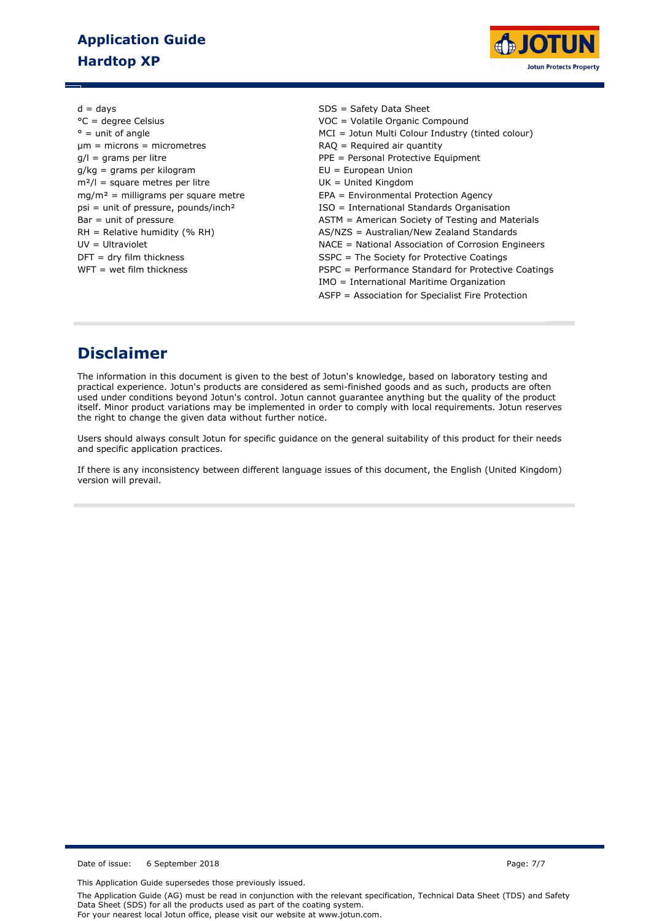d = days
°C = degree Celsius
° = unit of angle
μm = microns = micrometres
g/l = grams per litre
g/kg = grams per kilogram
m²/l = square metres per litre
mg/m² = milligrams per square metre
psi = unit of pressure, pounds/inch²
Bar = unit of pressure
RH = Relative humidity (% RH)
UV = Ultraviolet
DFT = dry film thickness
WFT = wet film thickness

SDS = Safety Data Sheet
VOC = Volatile Organic Compound
MCI = Jotun Multi Colour Industry (tinted colour)
RAQ = Required air quantity
PPE = Personal Protective Equipment
EU = European Union
UK = United Kingdom
EPA = Environmental Protection Agency
ISO = International Standards Organisation
ASTM = American Society of Testing and Materials
AS/NZS = Australian/New Zealand Standards
NACE = National Association of Corrosion Engineers
SSPC = The Society for Protective Coatings
PSPC = Performance Standard for Protective Coatings
IMO = International Maritime Organization
ASFP = Association for Specialist Fire Protection

## Disclaimer

The information in this document is given to the best of Jotun's knowledge, based on laboratory testing and practical experience. Jotun's products are considered as semi-finished goods and as such, products are often used under conditions beyond Jotun's control. Jotun cannot guarantee anything but the quality of the product itself. Minor product variations may be implemented in order to comply with local requirements. Jotun reserves the right to change the given data without further notice.

Users should always consult Jotun for specific guidance on the general suitability of this product for their needs and specific application practices.

If there is any inconsistency between different language issues of this document, the English (United Kingdom) version will prevail.

Date of issue: 6 September 2018

This Application Guide supersedes those previously issued.

The Application Guide (AG) must be read in conjunction with the relevant specification, Technical Data Sheet (TDS) and Safety Data Sheet (SDS) for all the products used as part of the coating system.
For your nearest local Jotun office, please visit our website at www.jotun.com.